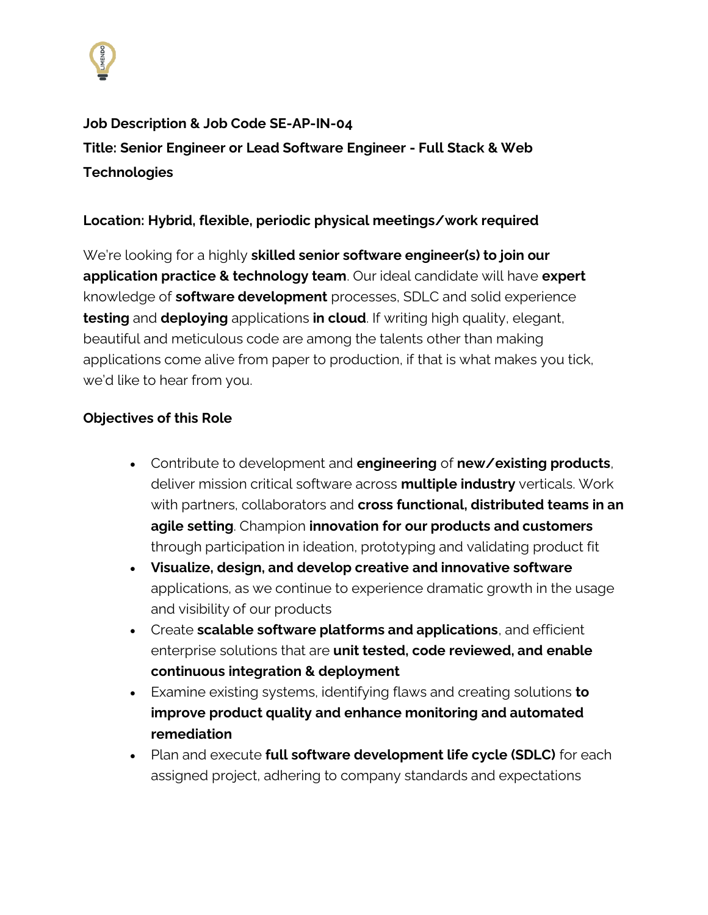**Job Description & Job Code SE-AP-IN-04**

**Title: Senior Engineer or Lead Software Engineer - Full Stack & Web Technologies**

**Location: Hybrid, flexible, periodic physical meetings/work required**

We're looking for a highly **skilled senior software engineer(s) to join our application practice & technology team**. Our ideal candidate will have **expert** knowledge of **software development** processes, SDLC and solid experience **testing** and **deploying** applications **in cloud**. If writing high quality, elegant, beautiful and meticulous code are among the talents other than making applications come alive from paper to production, if that is what makes you tick, we'd like to hear from you.

**Objectives of this Role**

- Contribute to development and **engineering** of **new/existing products**, deliver mission critical software across **multiple industry** verticals. Work with partners, collaborators and **cross functional, distributed teams in an agile setting**. Champion **innovation for our products and customers** through participation in ideation, prototyping and validating product fit
- **Visualize, design, and develop creative and innovative software** applications, as we continue to experience dramatic growth in the usage and visibility of our products
- Create **scalable software platforms and applications**, and efficient enterprise solutions that are **unit tested, code reviewed, and enable continuous integration & deployment**
- Examine existing systems, identifying flaws and creating solutions **to improve product quality and enhance monitoring and automated remediation**
- Plan and execute **full software development life cycle (SDLC)** for each assigned project, adhering to company standards and expectations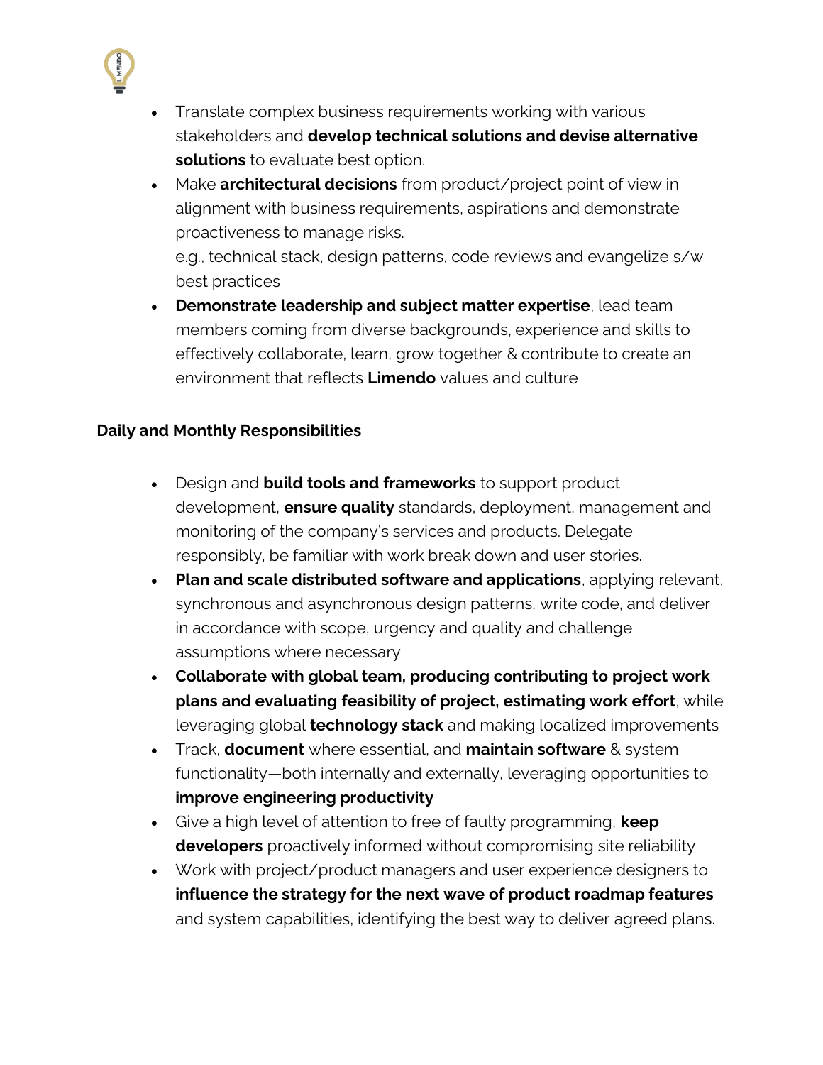- Translate complex business requirements working with various stakeholders and **develop technical solutions and devise alternative solutions** to evaluate best option.
- Make **architectural decisions** from product/project point of view in alignment with business requirements, aspirations and demonstrate proactiveness to manage risks.
  e.g., technical stack, design patterns, code reviews and evangelize s/w best practices
- **Demonstrate leadership and subject matter expertise**, lead team members coming from diverse backgrounds, experience and skills to effectively collaborate, learn, grow together & contribute to create an environment that reflects **Limendo** values and culture

**Daily and Monthly Responsibilities**

- Design and **build tools and frameworks** to support product development, **ensure quality** standards, deployment, management and monitoring of the company's services and products. Delegate responsibly, be familiar with work break down and user stories.
- **Plan and scale distributed software and applications**, applying relevant, synchronous and asynchronous design patterns, write code, and deliver in accordance with scope, urgency and quality and challenge assumptions where necessary
- **Collaborate with global team, producing contributing to project work plans and evaluating feasibility of project, estimating work effort**, while leveraging global **technology stack** and making localized improvements
- Track, **document** where essential, and **maintain software** & system functionality—both internally and externally, leveraging opportunities to **improve engineering productivity**
- Give a high level of attention to free of faulty programming, **keep developers** proactively informed without compromising site reliability
- Work with project/product managers and user experience designers to **influence the strategy for the next wave of product roadmap features** and system capabilities, identifying the best way to deliver agreed plans.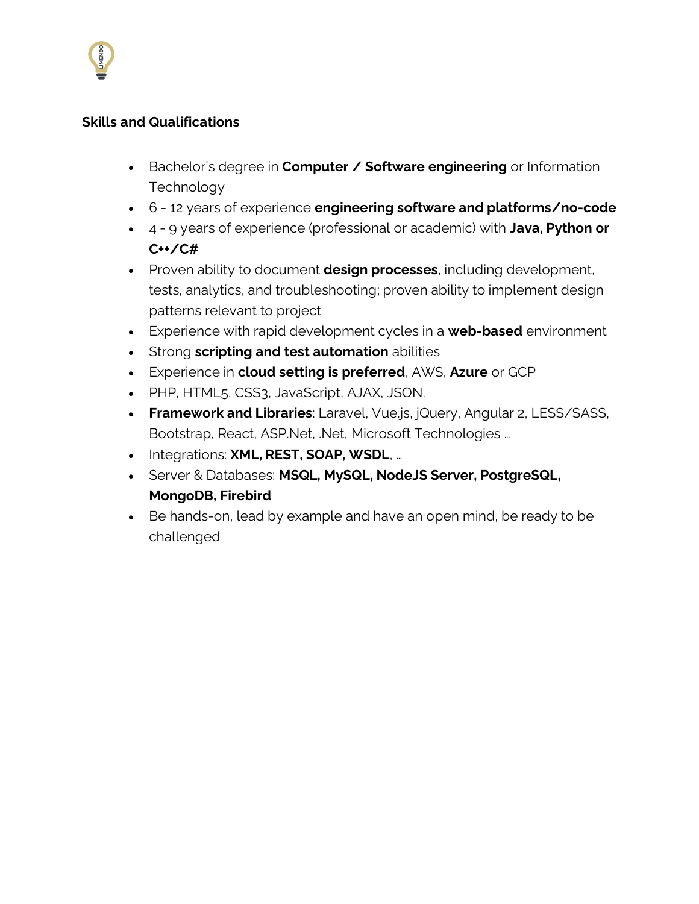**Skills and Qualifications**

- Bachelor's degree in **Computer / Software engineering** or Information Technology
- 6 - 12 years of experience **engineering software and platforms/no-code**
- 4 - 9 years of experience (professional or academic) with **Java, Python or C++/C#**
- Proven ability to document **design processes**, including development, tests, analytics, and troubleshooting; proven ability to implement design patterns relevant to project
- Experience with rapid development cycles in a **web-based** environment
- Strong **scripting and test automation** abilities
- Experience in **cloud setting is preferred**, AWS, **Azure** or GCP
- PHP, HTML5, CSS3, JavaScript, AJAX, JSON.
- **Framework and Libraries**: Laravel, Vue.js, jQuery, Angular 2, LESS/SASS, Bootstrap, React, ASP.Net, .Net, Microsoft Technologies …
- Integrations: **XML, REST, SOAP, WSDL**, …
- Server & Databases: **MSQL, MySQL, NodeJS Server, PostgreSQL, MongoDB, Firebird**
- Be hands-on, lead by example and have an open mind, be ready to be challenged